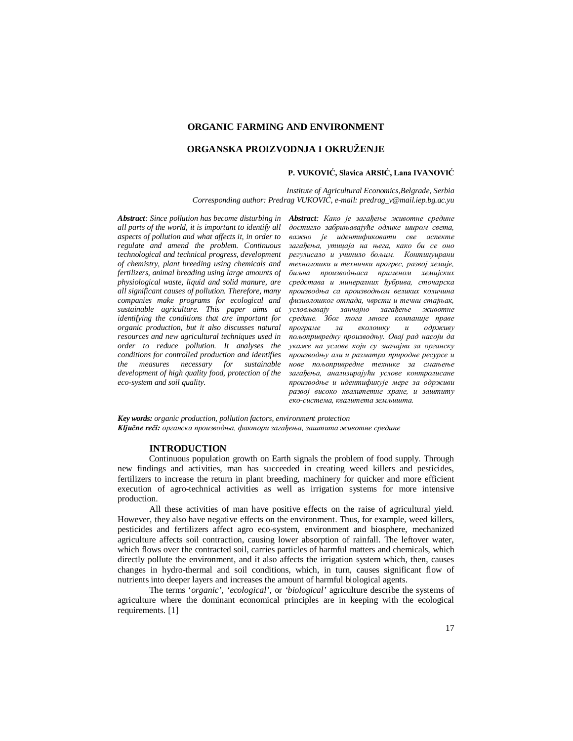# ORGANIC FARMING AND ENVIRONMENT

# ORGANSKA PROIZVODNJA I OKRUŽENJE

**P. VUKOVIĆ, Slavica ARSIĆ, Lana IVANOVIĆ**

*Institute of Agricultural Economics,Belgrade, Serbia*
*Corresponding author: Predrag VUKOVIĆ, e-mail: predrag_v@mail.iep.bg.ac.yu*

***Abstract**: Since pollution has become disturbing in all parts of the world, it is important to identify all aspects of pollution and what affects it, in order to regulate and amend the problem. Continuous technological and technical progress, development of chemistry, plant breeding using chemicals and fertilizers, animal breading using large amounts of physiological waste, liquid and solid manure, are all significant causes of pollution. Therefore, many companies make programs for ecological and sustainable agriculture. This paper aims at identifying the conditions that are important for organic production, but it also discusses natural resources and new agricultural techniques used in order to reduce pollution. It analyses the conditions for controlled production and identifies the measures necessary for sustainable development of high quality food, protection of the eco-system and soil quality.*

***Abstract**: Како је загађење животне средине достигло забрињавајуће одлике широм света, важно је идентификовати све аспекте загађења, утицаја на њега, како би се оно регулисало и учинило бољим. Континуирани технолошки и технички прогрес, развој хемије, биљна производњаса применом хемијских средстава и минералних ђубрива, сточарска производња са производњом великих количина физиолошког отпада, чврсти и течни стајњак, условљавају занчајно загађење животне средине. Због тога многе компаније праве програме за еколошку и одрживу пољопривредну производњу. Овај рад насоји да укаже на услове који су значајни за органску производњу али и разматра природне ресурсе и нове пољопривредне технике за смањење загађења, анализирајући услове контролисане производње и идентификује мере за одрживи развој високо квалитетне хране, и заштиту еко-система, квалитета земљишта.*

***Key words:** organic production, pollution factors, environment protection*
***Ključne reči:** органска производња, фактори загађења, заштита животне средине*

## INTRODUCTION

Continuous population growth on Earth signals the problem of food supply. Through new findings and activities, man has succeeded in creating weed killers and pesticides, fertilizers to increase the return in plant breeding, machinery for quicker and more efficient execution of agro-technical activities as well as irrigation systems for more intensive production.

All these activities of man have positive effects on the raise of agricultural yield. However, they also have negative effects on the environment. Thus, for example, weed killers, pesticides and fertilizers affect agro eco-system, environment and biosphere, mechanized agriculture affects soil contraction, causing lower absorption of rainfall. The leftover water, which flows over the contracted soil, carries particles of harmful matters and chemicals, which directly pollute the environment, and it also affects the irrigation system which, then, causes changes in hydro-thermal and soil conditions, which, in turn, causes significant flow of nutrients into deeper layers and increases the amount of harmful biological agents.

The terms '*organic', 'ecological',* or *'biological'* agriculture describe the systems of agriculture where the dominant economical principles are in keeping with the ecological requirements. [1]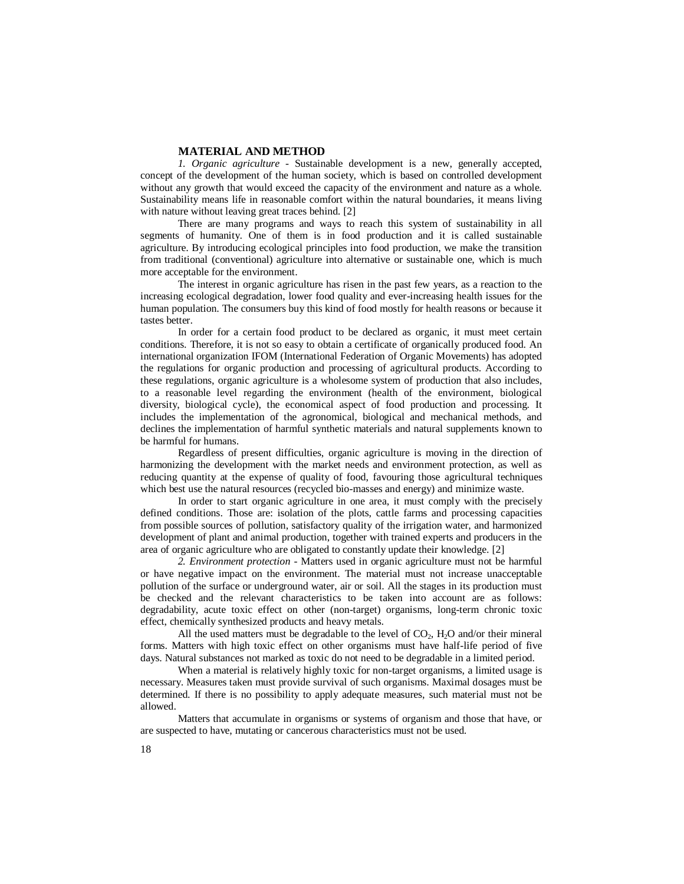## MATERIAL AND METHOD

*1. Organic agriculture* - Sustainable development is a new, generally accepted, concept of the development of the human society, which is based on controlled development without any growth that would exceed the capacity of the environment and nature as a whole. Sustainability means life in reasonable comfort within the natural boundaries, it means living with nature without leaving great traces behind. [2]

There are many programs and ways to reach this system of sustainability in all segments of humanity. One of them is in food production and it is called sustainable agriculture. By introducing ecological principles into food production, we make the transition from traditional (conventional) agriculture into alternative or sustainable one, which is much more acceptable for the environment.

The interest in organic agriculture has risen in the past few years, as a reaction to the increasing ecological degradation, lower food quality and ever-increasing health issues for the human population. The consumers buy this kind of food mostly for health reasons or because it tastes better.

In order for a certain food product to be declared as organic, it must meet certain conditions. Therefore, it is not so easy to obtain a certificate of organically produced food. An international organization IFOM (International Federation of Organic Movements) has adopted the regulations for organic production and processing of agricultural products. According to these regulations, organic agriculture is a wholesome system of production that also includes, to a reasonable level regarding the environment (health of the environment, biological diversity, biological cycle), the economical aspect of food production and processing. It includes the implementation of the agronomical, biological and mechanical methods, and declines the implementation of harmful synthetic materials and natural supplements known to be harmful for humans.

Regardless of present difficulties, organic agriculture is moving in the direction of harmonizing the development with the market needs and environment protection, as well as reducing quantity at the expense of quality of food, favouring those agricultural techniques which best use the natural resources (recycled bio-masses and energy) and minimize waste.

In order to start organic agriculture in one area, it must comply with the precisely defined conditions. Those are: isolation of the plots, cattle farms and processing capacities from possible sources of pollution, satisfactory quality of the irrigation water, and harmonized development of plant and animal production, together with trained experts and producers in the area of organic agriculture who are obligated to constantly update their knowledge. [2]

*2. Environment protection* - Matters used in organic agriculture must not be harmful or have negative impact on the environment. The material must not increase unacceptable pollution of the surface or underground water, air or soil. All the stages in its production must be checked and the relevant characteristics to be taken into account are as follows: degradability, acute toxic effect on other (non-target) organisms, long-term chronic toxic effect, chemically synthesized products and heavy metals.

All the used matters must be degradable to the level of $CO_2$, $H_2O$ and/or their mineral forms. Matters with high toxic effect on other organisms must have half-life period of five days. Natural substances not marked as toxic do not need to be degradable in a limited period.

When a material is relatively highly toxic for non-target organisms, a limited usage is necessary. Measures taken must provide survival of such organisms. Maximal dosages must be determined. If there is no possibility to apply adequate measures, such material must not be allowed.

Matters that accumulate in organisms or systems of organism and those that have, or are suspected to have, mutating or cancerous characteristics must not be used.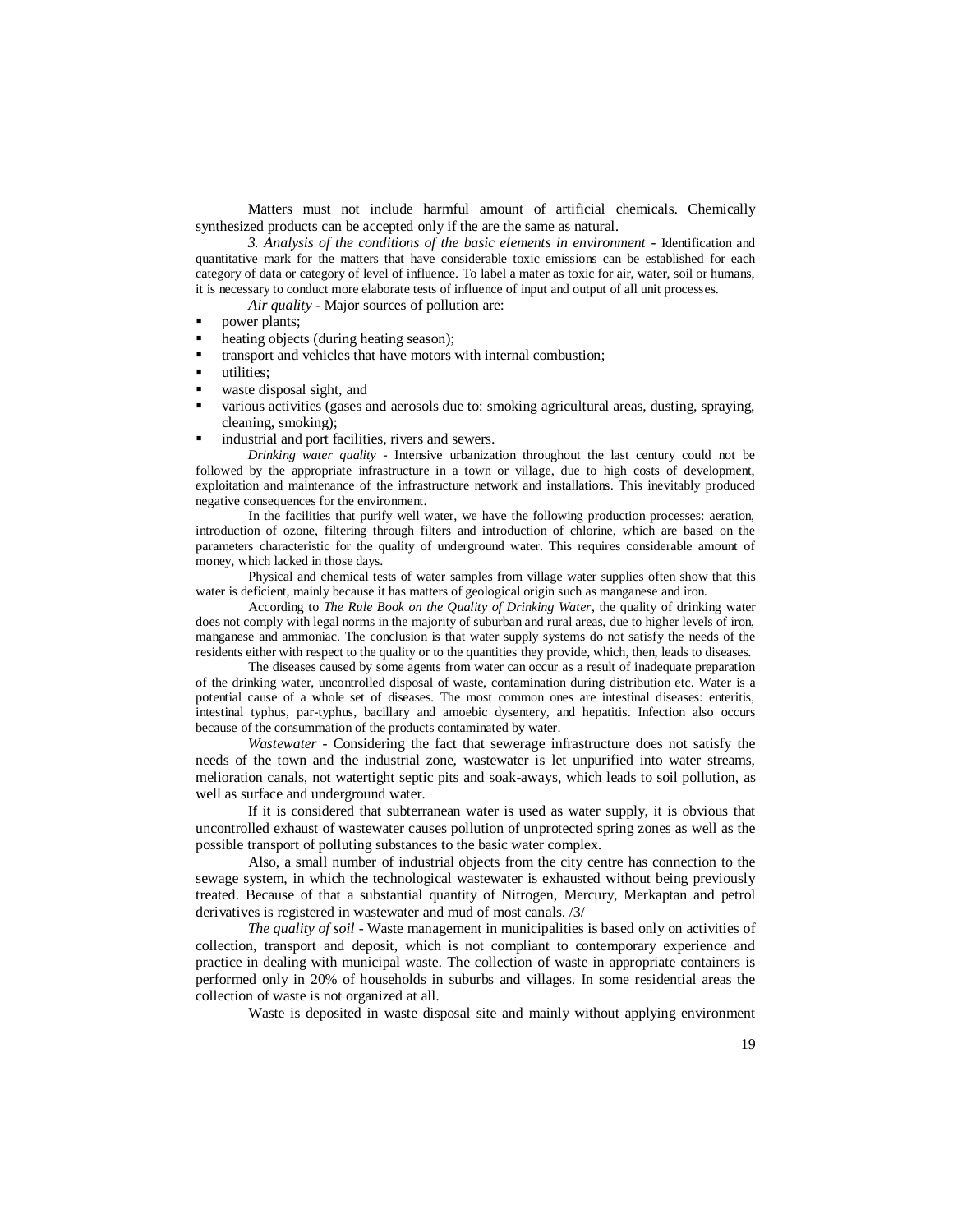Matters must not include harmful amount of artificial chemicals. Chemically synthesized products can be accepted only if the are the same as natural.

*3. Analysis of the conditions of the basic elements in environment* - Identification and quantitative mark for the matters that have considerable toxic emissions can be established for each category of data or category of level of influence. To label a mater as toxic for air, water, soil or humans, it is necessary to conduct more elaborate tests of influence of input and output of all unit processes.

*Air quality* - Major sources of pollution are:

- power plants;
- heating objects (during heating season);
- transport and vehicles that have motors with internal combustion;
- utilities;
- waste disposal sight, and
- various activities (gases and aerosols due to: smoking agricultural areas, dusting, spraying, cleaning, smoking);
- industrial and port facilities, rivers and sewers.

*Drinking water quality* - Intensive urbanization throughout the last century could not be followed by the appropriate infrastructure in a town or village, due to high costs of development, exploitation and maintenance of the infrastructure network and installations. This inevitably produced negative consequences for the environment.

In the facilities that purify well water, we have the following production processes: aeration, introduction of ozone, filtering through filters and introduction of chlorine, which are based on the parameters characteristic for the quality of underground water. This requires considerable amount of money, which lacked in those days.

Physical and chemical tests of water samples from village water supplies often show that this water is deficient, mainly because it has matters of geological origin such as manganese and iron.

According to *The Rule Book on the Quality of Drinking Water*, the quality of drinking water does not comply with legal norms in the majority of suburban and rural areas, due to higher levels of iron, manganese and ammoniac. The conclusion is that water supply systems do not satisfy the needs of the residents either with respect to the quality or to the quantities they provide, which, then, leads to diseases.

The diseases caused by some agents from water can occur as a result of inadequate preparation of the drinking water, uncontrolled disposal of waste, contamination during distribution etc. Water is a potential cause of a whole set of diseases. The most common ones are intestinal diseases: enteritis, intestinal typhus, par-typhus, bacillary and amoebic dysentery, and hepatitis. Infection also occurs because of the consummation of the products contaminated by water.

*Wastewater* - Considering the fact that sewerage infrastructure does not satisfy the needs of the town and the industrial zone, wastewater is let unpurified into water streams, melioration canals, not watertight septic pits and soak-aways, which leads to soil pollution, as well as surface and underground water.

If it is considered that subterranean water is used as water supply, it is obvious that uncontrolled exhaust of wastewater causes pollution of unprotected spring zones as well as the possible transport of polluting substances to the basic water complex.

Also, a small number of industrial objects from the city centre has connection to the sewage system, in which the technological wastewater is exhausted without being previously treated. Because of that a substantial quantity of Nitrogen, Mercury, Merkaptan and petrol derivatives is registered in wastewater and mud of most canals. /3/

*The quality of soil* - Waste management in municipalities is based only on activities of collection, transport and deposit, which is not compliant to contemporary experience and practice in dealing with municipal waste. The collection of waste in appropriate containers is performed only in 20% of households in suburbs and villages. In some residential areas the collection of waste is not organized at all.

Waste is deposited in waste disposal site and mainly without applying environment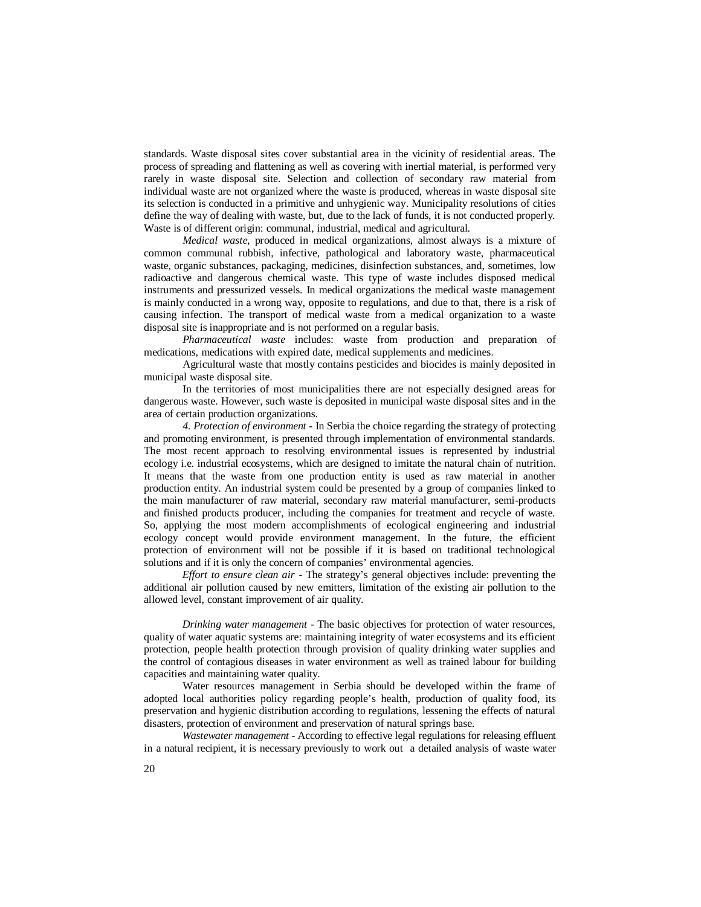standards. Waste disposal sites cover substantial area in the vicinity of residential areas. The process of spreading and flattening as well as covering with inertial material, is performed very rarely in waste disposal site. Selection and collection of secondary raw material from individual waste are not organized where the waste is produced, whereas in waste disposal site its selection is conducted in a primitive and unhygienic way. Municipality resolutions of cities define the way of dealing with waste, but, due to the lack of funds, it is not conducted properly. Waste is of different origin: communal, industrial, medical and agricultural.

*Medical waste*, produced in medical organizations, almost always is a mixture of common communal rubbish, infective, pathological and laboratory waste, pharmaceutical waste, organic substances, packaging, medicines, disinfection substances, and, sometimes, low radioactive and dangerous chemical waste. This type of waste includes disposed medical instruments and pressurized vessels. In medical organizations the medical waste management is mainly conducted in a wrong way, opposite to regulations, and due to that, there is a risk of causing infection. The transport of medical waste from a medical organization to a waste disposal site is inappropriate and is not performed on a regular basis.

*Pharmaceutical waste* includes: waste from production and preparation of medications, medications with expired date, medical supplements and medicines.

Agricultural waste that mostly contains pesticides and biocides is mainly deposited in municipal waste disposal site.

In the territories of most municipalities there are not especially designed areas for dangerous waste. However, such waste is deposited in municipal waste disposal sites and in the area of certain production organizations.

*4. Protection of environment* - In Serbia the choice regarding the strategy of protecting and promoting environment, is presented through implementation of environmental standards. The most recent approach to resolving environmental issues is represented by industrial ecology i.e. industrial ecosystems, which are designed to imitate the natural chain of nutrition. It means that the waste from one production entity is used as raw material in another production entity. An industrial system could be presented by a group of companies linked to the main manufacturer of raw material, secondary raw material manufacturer, semi-products and finished products producer, including the companies for treatment and recycle of waste. So, applying the most modern accomplishments of ecological engineering and industrial ecology concept would provide environment management. In the future, the efficient protection of environment will not be possible if it is based on traditional technological solutions and if it is only the concern of companies' environmental agencies.

*Effort to ensure clean air* - The strategy's general objectives include: preventing the additional air pollution caused by new emitters, limitation of the existing air pollution to the allowed level, constant improvement of air quality.

*Drinking water management* - The basic objectives for protection of water resources, quality of water aquatic systems are: maintaining integrity of water ecosystems and its efficient protection, people health protection through provision of quality drinking water supplies and the control of contagious diseases in water environment as well as trained labour for building capacities and maintaining water quality.

Water resources management in Serbia should be developed within the frame of adopted local authorities policy regarding people's health, production of quality food, its preservation and hygienic distribution according to regulations, lessening the effects of natural disasters, protection of environment and preservation of natural springs base.

*Wastewater management* - According to effective legal regulations for releasing effluent in a natural recipient, it is necessary previously to work out a detailed analysis of waste water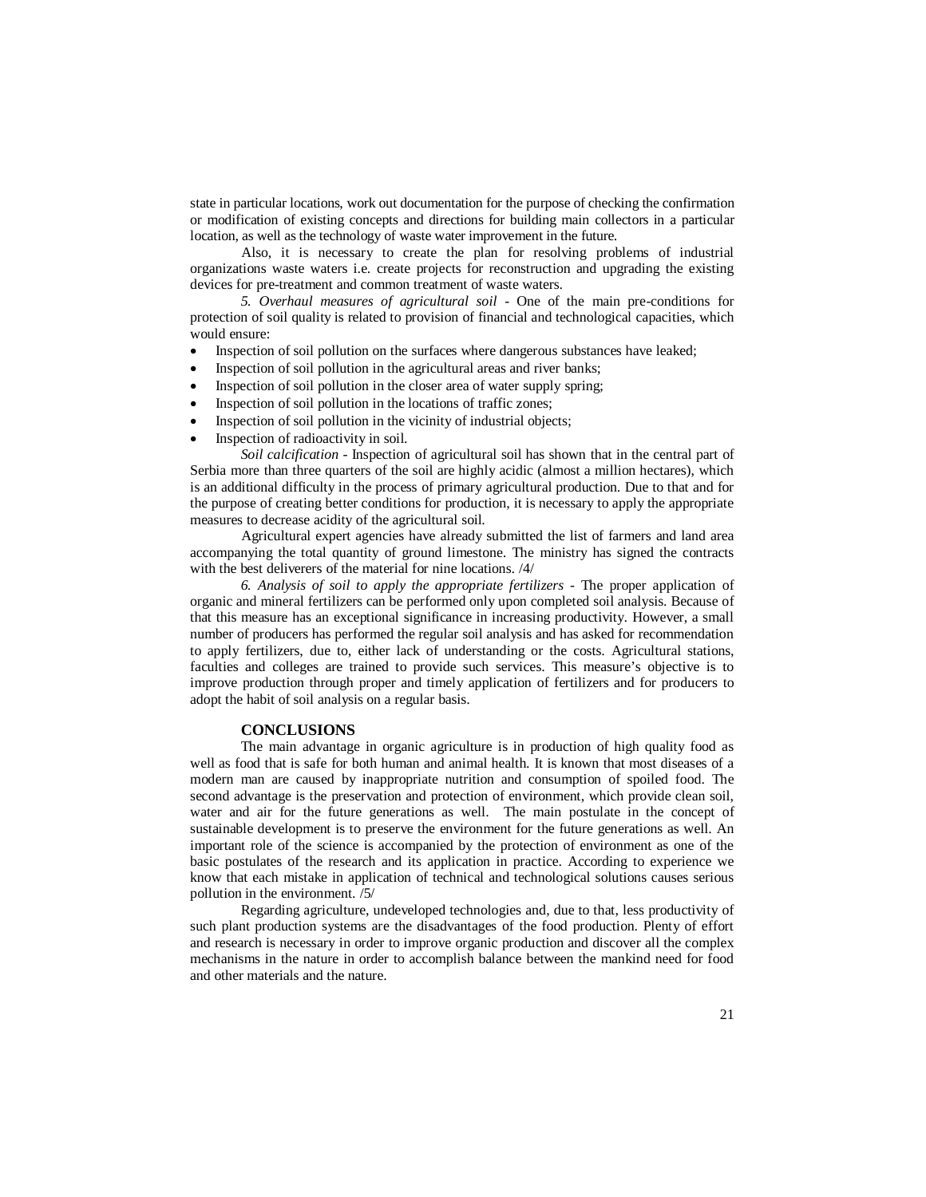state in particular locations, work out documentation for the purpose of checking the confirmation or modification of existing concepts and directions for building main collectors in a particular location, as well as the technology of waste water improvement in the future.

Also, it is necessary to create the plan for resolving problems of industrial organizations waste waters i.e. create projects for reconstruction and upgrading the existing devices for pre-treatment and common treatment of waste waters.

*5. Overhaul measures of agricultural soil* - One of the main pre-conditions for protection of soil quality is related to provision of financial and technological capacities, which would ensure:

- Inspection of soil pollution on the surfaces where dangerous substances have leaked;
- Inspection of soil pollution in the agricultural areas and river banks;
- Inspection of soil pollution in the closer area of water supply spring;
- Inspection of soil pollution in the locations of traffic zones;
- Inspection of soil pollution in the vicinity of industrial objects;
- Inspection of radioactivity in soil.

*Soil calcification* - Inspection of agricultural soil has shown that in the central part of Serbia more than three quarters of the soil are highly acidic (almost a million hectares), which is an additional difficulty in the process of primary agricultural production. Due to that and for the purpose of creating better conditions for production, it is necessary to apply the appropriate measures to decrease acidity of the agricultural soil.

Agricultural expert agencies have already submitted the list of farmers and land area accompanying the total quantity of ground limestone. The ministry has signed the contracts with the best deliverers of the material for nine locations. /4/

*6. Analysis of soil to apply the appropriate fertilizers* - The proper application of organic and mineral fertilizers can be performed only upon completed soil analysis. Because of that this measure has an exceptional significance in increasing productivity. However, a small number of producers has performed the regular soil analysis and has asked for recommendation to apply fertilizers, due to, either lack of understanding or the costs. Agricultural stations, faculties and colleges are trained to provide such services. This measure's objective is to improve production through proper and timely application of fertilizers and for producers to adopt the habit of soil analysis on a regular basis.

## CONCLUSIONS

The main advantage in organic agriculture is in production of high quality food as well as food that is safe for both human and animal health. It is known that most diseases of a modern man are caused by inappropriate nutrition and consumption of spoiled food. The second advantage is the preservation and protection of environment, which provide clean soil, water and air for the future generations as well. The main postulate in the concept of sustainable development is to preserve the environment for the future generations as well. An important role of the science is accompanied by the protection of environment as one of the basic postulates of the research and its application in practice. According to experience we know that each mistake in application of technical and technological solutions causes serious pollution in the environment. /5/

Regarding agriculture, undeveloped technologies and, due to that, less productivity of such plant production systems are the disadvantages of the food production. Plenty of effort and research is necessary in order to improve organic production and discover all the complex mechanisms in the nature in order to accomplish balance between the mankind need for food and other materials and the nature.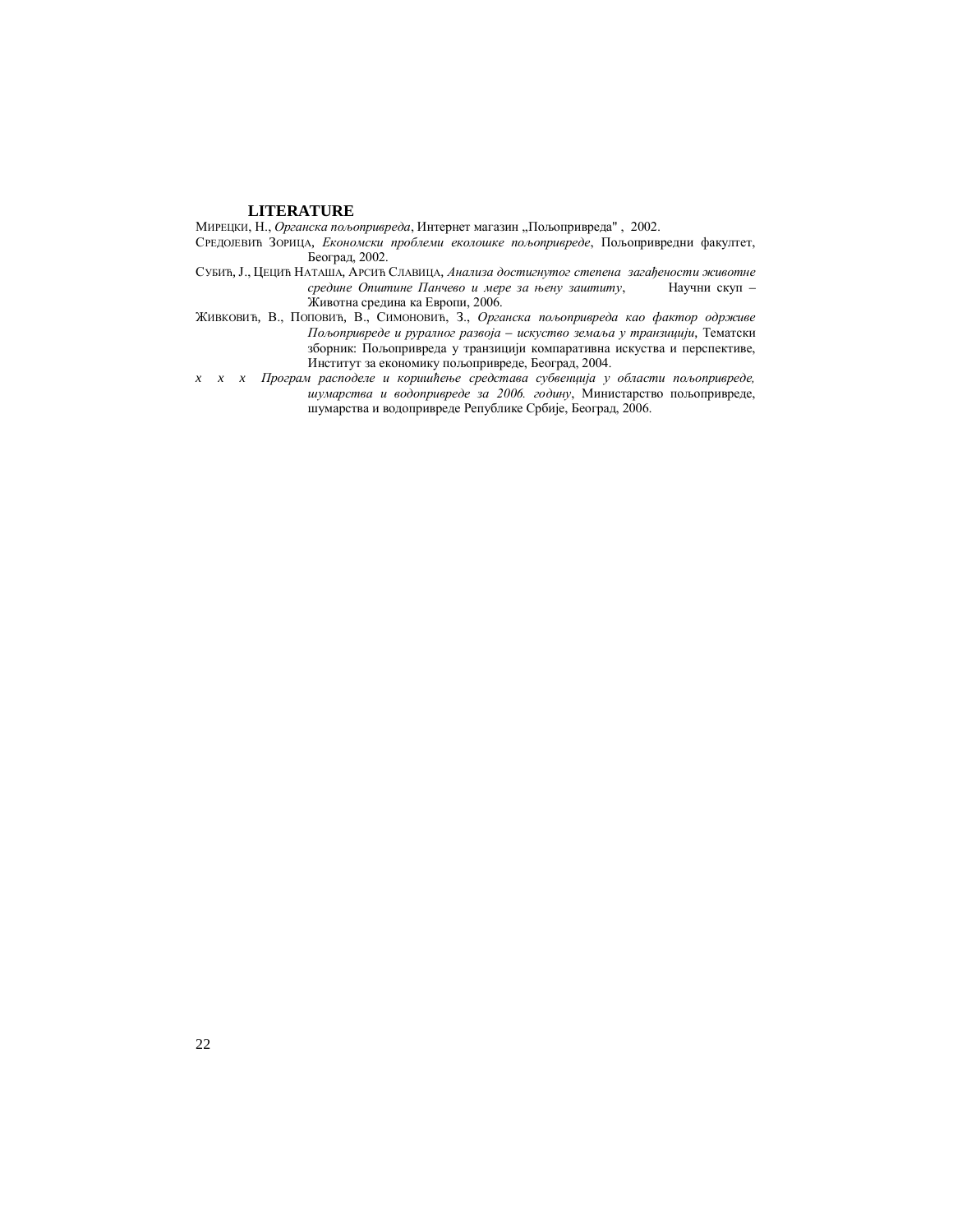## LITERATURE

МИРЕЦКИ, Н., *Органска пољопривреда*, Интернет магазин „Пољопривреда" , 2002.

СРЕДОЈЕВИЋ ЗОРИЦА, *Економски проблеми еколошке пољопривреде*, Пољопривредни факултет, Београд, 2002.

СУБИЋ, Ј., ЦЕЦИЋ НАТАША, АРСИЋ СЛАВИЦА, *Анализа достигнутог степена загађености животне средине Општине Панчево и мере за њену заштиту*, Научни скуп – Животна средина ка Европи, 2006.

ЖИВКОВИЋ, В., ПОПОВИЋ, В., СИМОНОВИЋ, З., *Органска пољопривреда као фактор одрживе Пољопривреде и руралног развоја – искуство земаља у транзицији*, Тематски зборник: Пољопривреда у транзицији компаративна искуства и перспективе, Институт за економику пољопривреде, Београд, 2004.

*х х х Програм расподеле и коришћење средстава субвенција у области пољопривреде, шумарства и водопривреде за 2006. годину*, Министарство пољопривреде, шумарства и водопривреде Републике Србије, Београд, 2006.